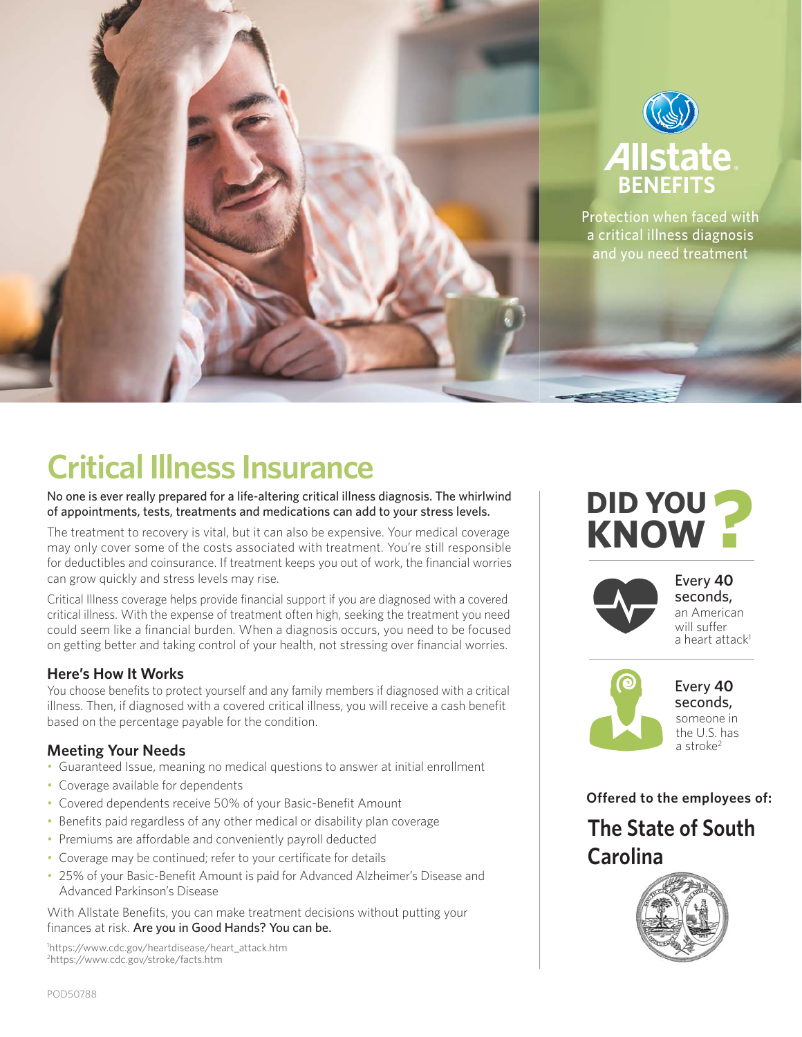Allstate BENEFITS

Protection when faced with a critical illness diagnosis and you need treatment

# Critical Illness Insurance

No one is ever really prepared for a life-altering critical illness diagnosis. The whirlwind of appointments, tests, treatments and medications can add to your stress levels.

The treatment to recovery is vital, but it can also be expensive. Your medical coverage may only cover some of the costs associated with treatment. You're still responsible for deductibles and coinsurance. If treatment keeps you out of work, the financial worries can grow quickly and stress levels may rise.

Critical Illness coverage helps provide financial support if you are diagnosed with a covered critical illness. With the expense of treatment often high, seeking the treatment you need could seem like a financial burden. When a diagnosis occurs, you need to be focused on getting better and taking control of your health, not stressing over financial worries.

### Here's How It Works

You choose benefits to protect yourself and any family members if diagnosed with a critical illness. Then, if diagnosed with a covered critical illness, you will receive a cash benefit based on the percentage payable for the condition.

### Meeting Your Needs

- Guaranteed Issue, meaning no medical questions to answer at initial enrollment
- Coverage available for dependents
- Covered dependents receive 50% of your Basic-Benefit Amount
- Benefits paid regardless of any other medical or disability plan coverage
- Premiums are affordable and conveniently payroll deducted
- Coverage may be continued; refer to your certificate for details
- 25% of your Basic-Benefit Amount is paid for Advanced Alzheimer's Disease and Advanced Parkinson's Disease

With Allstate Benefits, you can make treatment decisions without putting your finances at risk. Are you in Good Hands? You can be.

[1]https://www.cdc.gov/heartdisease/heart_attack.htm
[2]https://www.cdc.gov/stroke/facts.htm

## DID YOU KNOW?

Every **40** seconds, an American will suffer a heart attack[1]

Every **40** seconds, someone in the U.S. has a stroke[2]

**Offered to the employees of:**

## The State of South Carolina

POD50788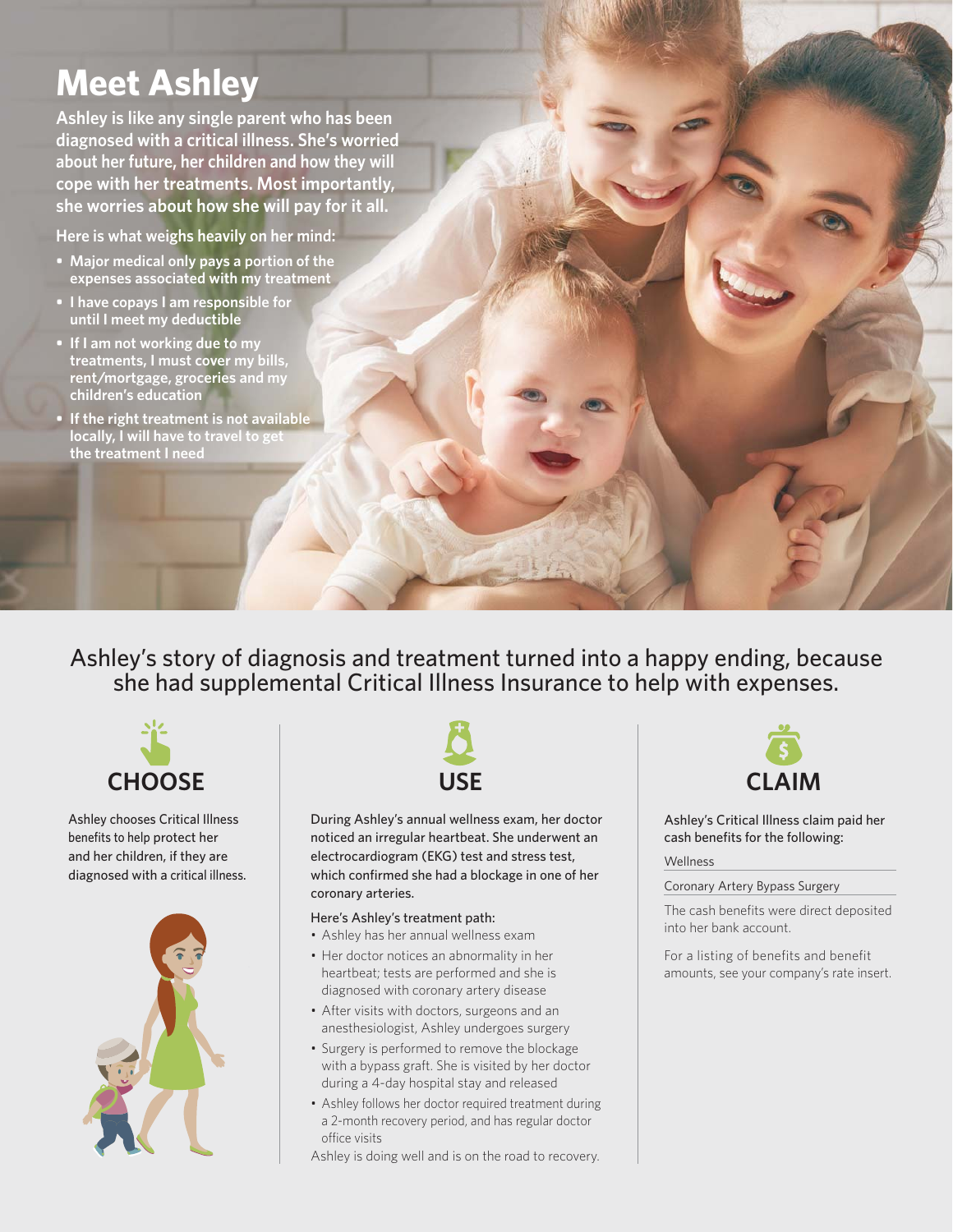# Meet Ashley

**Ashley is like any single parent who has been diagnosed with a critical illness. She's worried about her future, her children and how they will cope with her treatments. Most importantly, she worries about how she will pay for it all.**

**Here is what weighs heavily on her mind:**

- **Major medical only pays a portion of the expenses associated with my treatment**
- **I have copays I am responsible for until I meet my deductible**
- **If I am not working due to my treatments, I must cover my bills, rent/mortgage, groceries and my children's education**
- **If the right treatment is not available locally, I will have to travel to get the treatment I need**

Ashley's story of diagnosis and treatment turned into a happy ending, because she had supplemental Critical Illness Insurance to help with expenses.

## CHOOSE

Ashley chooses Critical Illness benefits to help protect her and her children, if they are diagnosed with a critical illness.

## USE

During Ashley's annual wellness exam, her doctor noticed an irregular heartbeat. She underwent an electrocardiogram (EKG) test and stress test, which confirmed she had a blockage in one of her coronary arteries.

Here's Ashley's treatment path:

- Ashley has her annual wellness exam
- Her doctor notices an abnormality in her heartbeat; tests are performed and she is diagnosed with coronary artery disease
- After visits with doctors, surgeons and an anesthesiologist, Ashley undergoes surgery
- Surgery is performed to remove the blockage with a bypass graft. She is visited by her doctor during a 4-day hospital stay and released
- Ashley follows her doctor required treatment during a 2-month recovery period, and has regular doctor office visits

Ashley is doing well and is on the road to recovery.

## CLAIM

Ashley's Critical Illness claim paid her cash benefits for the following:

Wellness

Coronary Artery Bypass Surgery

The cash benefits were direct deposited into her bank account.

For a listing of benefits and benefit amounts, see your company's rate insert.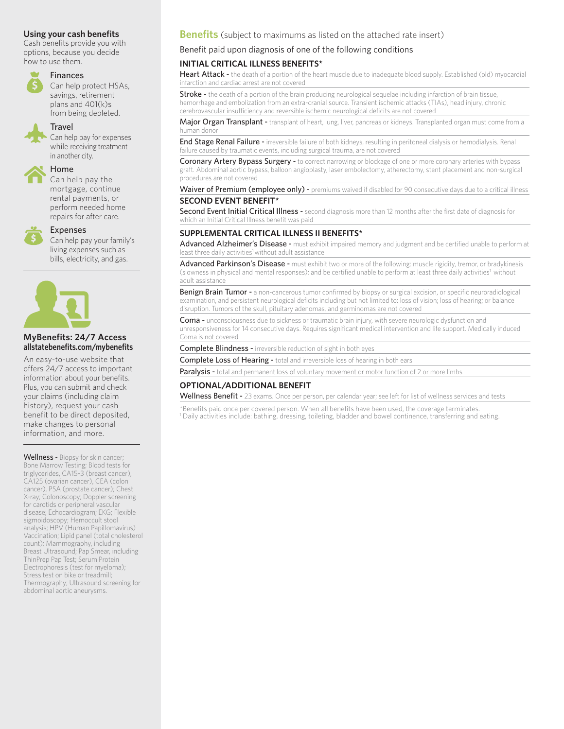## Using your cash benefits

Cash benefits provide you with options, because you decide how to use them.

**Finances**
Can help protect HSAs, savings, retirement plans and 401(k)s from being depleted.

**Travel**
Can help pay for expenses while receiving treatment in another city.

**Home**
Can help pay the mortgage, continue rental payments, or perform needed home repairs for after care.

**Expenses**
Can help pay your family's living expenses such as bills, electricity, and gas.

## MyBenefits: 24/7 Access
**allstatebenefits.com/mybenefits**

An easy-to-use website that offers 24/7 access to important information about your benefits. Plus, you can submit and check your claims (including claim history), request your cash benefit to be direct deposited, make changes to personal information, and more.

**Wellness -** Biopsy for skin cancer; Bone Marrow Testing; Blood tests for triglycerides, CA15-3 (breast cancer), CA125 (ovarian cancer), CEA (colon cancer), PSA (prostate cancer); Chest X-ray; Colonoscopy; Doppler screening for carotids or peripheral vascular disease; Echocardiogram; EKG; Flexible sigmoidoscopy; Hemoccult stool analysis; HPV (Human Papillomavirus) Vaccination; Lipid panel (total cholesterol count); Mammography, including Breast Ultrasound; Pap Smear, including ThinPrep Pap Test; Serum Protein Electrophoresis (test for myeloma); Stress test on bike or treadmill; Thermography; Ultrasound screening for abdominal aortic aneurysms.

## Benefits (subject to maximums as listed on the attached rate insert)

Benefit paid upon diagnosis of one of the following conditions

### INITIAL CRITICAL ILLNESS BENEFITS*

**Heart Attack -** the death of a portion of the heart muscle due to inadequate blood supply. Established (old) myocardial infarction and cardiac arrest are not covered

**Stroke -** the death of a portion of the brain producing neurological sequelae including infarction of brain tissue, hemorrhage and embolization from an extra-cranial source. Transient ischemic attacks (TIAs), head injury, chronic cerebrovascular insufficiency and reversible ischemic neurological deficits are not covered

**Major Organ Transplant -** transplant of heart, lung, liver, pancreas or kidneys. Transplanted organ must come from a human donor

**End Stage Renal Failure -** irreversible failure of both kidneys, resulting in peritoneal dialysis or hemodialysis. Renal failure caused by traumatic events, including surgical trauma, are not covered

**Coronary Artery Bypass Surgery -** to correct narrowing or blockage of one or more coronary arteries with bypass graft. Abdominal aortic bypass, balloon angioplasty, laser embolectomy, atherectomy, stent placement and non-surgical procedures are not covered

**Waiver of Premium (employee only) -** premiums waived if disabled for 90 consecutive days due to a critical illness

### SECOND EVENT BENEFIT*

**Second Event Initial Critical Illness -** second diagnosis more than 12 months after the first date of diagnosis for which an Initial Critical Illness benefit was paid

### SUPPLEMENTAL CRITICAL ILLNESS II BENEFITS*

**Advanced Alzheimer's Disease -** must exhibit impaired memory and judgment and be certified unable to perform at least three daily activities[1] without adult assistance

**Advanced Parkinson's Disease -** must exhibit two or more of the following: muscle rigidity, tremor, or bradykinesis (slowness in physical and mental responses); and be certified unable to perform at least three daily activities[1] without adult assistance

**Benign Brain Tumor -** a non-cancerous tumor confirmed by biopsy or surgical excision, or specific neuroradiological examination, and persistent neurological deficits including but not limited to: loss of vision; loss of hearing; or balance disruption. Tumors of the skull, pituitary adenomas, and germinomas are not covered

**Coma -** unconsciousness due to sickness or traumatic brain injury, with severe neurologic dysfunction and unresponsiveness for 14 consecutive days. Requires significant medical intervention and life support. Medically induced Coma is not covered

**Complete Blindness -** irreversible reduction of sight in both eyes

**Complete Loss of Hearing -** total and irreversible loss of hearing in both ears

**Paralysis -** total and permanent loss of voluntary movement or motor function of 2 or more limbs

### OPTIONAL/ADDITIONAL BENEFIT

**Wellness Benefit -** 23 exams. Once per person, per calendar year; see left for list of wellness services and tests

*Benefits paid once per covered person. When all benefits have been used, the coverage terminates.
[1] Daily activities include: bathing, dressing, toileting, bladder and bowel continence, transferring and eating.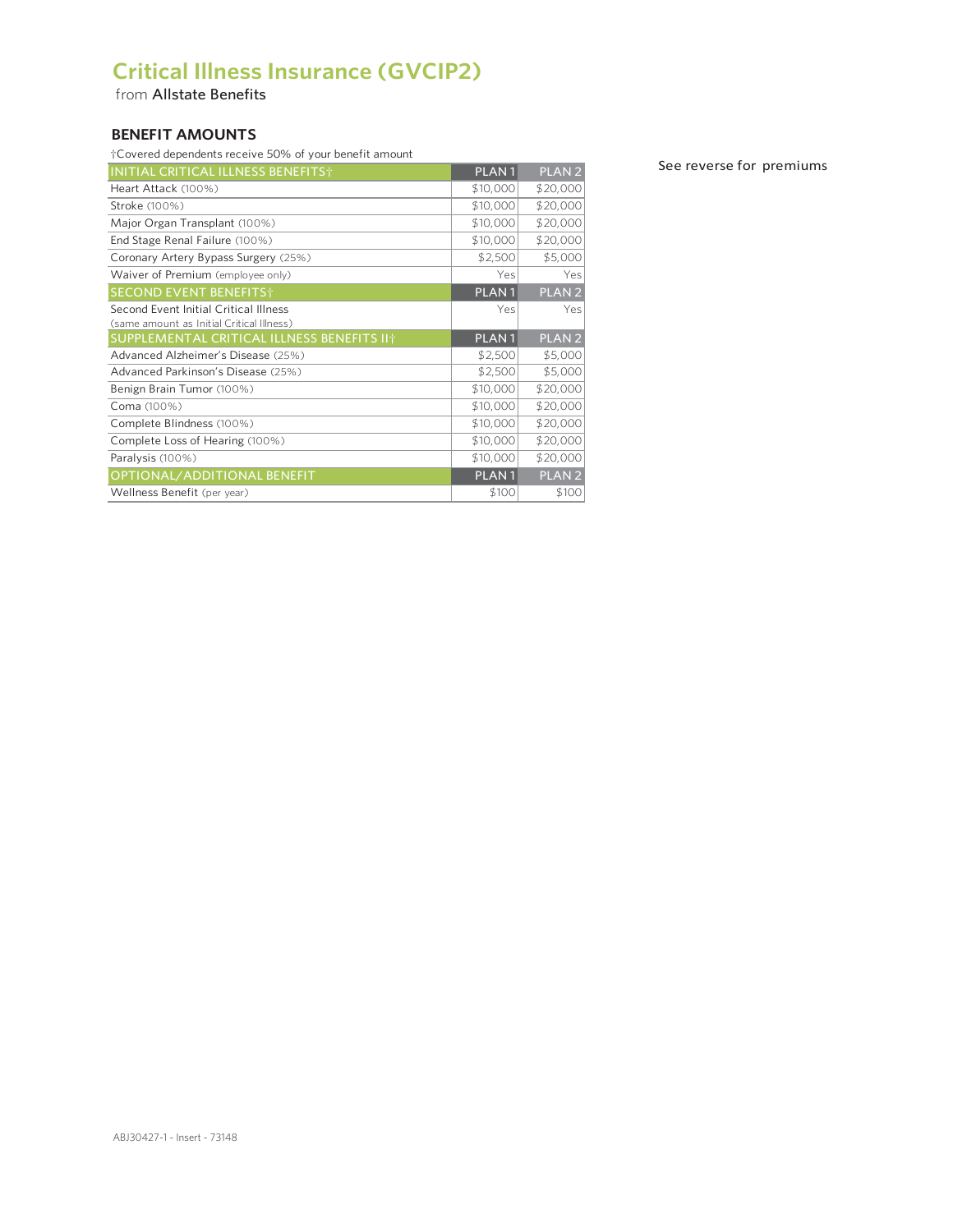# Critical Illness Insurance (GVCIP2)

from **Allstate Benefits**

## BENEFIT AMOUNTS

†Covered dependents receive 50% of your benefit amount

See reverse for premiums

| INITIAL CRITICAL ILLNESS BENEFITS† | PLAN 1 | PLAN 2 |
|---|---|---|
| Heart Attack (100%) | $10,000 | $20,000 |
| Stroke (100%) | $10,000 | $20,000 |
| Major Organ Transplant (100%) | $10,000 | $20,000 |
| End Stage Renal Failure (100%) | $10,000 | $20,000 |
| Coronary Artery Bypass Surgery (25%) | $2,500 | $5,000 |
| Waiver of Premium (employee only) | Yes | Yes |
| **SECOND EVENT BENEFITS†** | **PLAN 1** | **PLAN 2** |
| Second Event Initial Critical Illness (same amount as Initial Critical Illness) | Yes | Yes |
| **SUPPLEMENTAL CRITICAL ILLNESS BENEFITS II†** | **PLAN 1** | **PLAN 2** |
| Advanced Alzheimer's Disease (25%) | $2,500 | $5,000 |
| Advanced Parkinson's Disease (25%) | $2,500 | $5,000 |
| Benign Brain Tumor (100%) | $10,000 | $20,000 |
| Coma (100%) | $10,000 | $20,000 |
| Complete Blindness (100%) | $10,000 | $20,000 |
| Complete Loss of Hearing (100%) | $10,000 | $20,000 |
| Paralysis (100%) | $10,000 | $20,000 |
| **OPTIONAL/ADDITIONAL BENEFIT** | **PLAN 1** | **PLAN 2** |
| Wellness Benefit (per year) | $100 | $100 |

ABJ30427-1 - Insert - 73148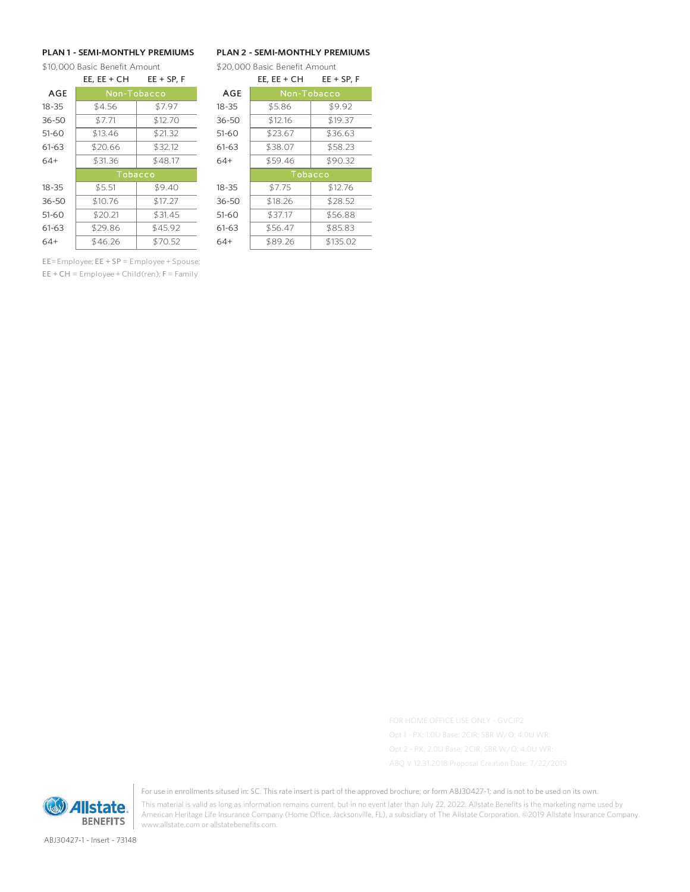## PLAN 1 - SEMI-MONTHLY PREMIUMS

$10,000 Basic Benefit Amount

| AGE | EE, EE + CH | EE + SP, F |
|---|---|---|
| | Non-Tobacco | |
| 18-35 | $4.56 | $7.97 |
| 36-50 | $7.71 | $12.70 |
| 51-60 | $13.46 | $21.32 |
| 61-63 | $20.66 | $32.12 |
| 64+ | $31.36 | $48.17 |
| | Tobacco | |
| 18-35 | $5.51 | $9.40 |
| 36-50 | $10.76 | $17.27 |
| 51-60 | $20.21 | $31.45 |
| 61-63 | $29.86 | $45.92 |
| 64+ | $46.26 | $70.52 |

EE=Employee; EE + SP = Employee + Spouse;
EE + CH = Employee + Child(ren); F = Family

## PLAN 2 - SEMI-MONTHLY PREMIUMS

$20,000 Basic Benefit Amount

| AGE | EE, EE + CH | EE + SP, F |
|---|---|---|
| | Non-Tobacco | |
| 18-35 | $5.86 | $9.92 |
| 36-50 | $12.16 | $19.37 |
| 51-60 | $23.67 | $36.63 |
| 61-63 | $38.07 | $58.23 |
| 64+ | $59.46 | $90.32 |
| | Tobacco | |
| 18-35 | $7.75 | $12.76 |
| 36-50 | $18.26 | $28.52 |
| 51-60 | $37.17 | $56.88 |
| 61-63 | $56.47 | $85.83 |
| 64+ | $89.26 | $135.02 |

FOR HOME OFFICE USE ONLY - GVCIP2
Opt 1 - PX; 1.0U Base; 2CIR; SBR W/O; 4.0U WR;
Opt 2 - PX; 2.0U Base; 2CIR; SBR W/O; 4.0U WR;
ABQ V 12.31.2018 Proposal Creation Date: 7/22/2019

For use in enrollments sitused in: SC. This rate insert is part of the approved brochure; or form ABJ30427-1; and is not to be used on its own.

This material is valid as long as information remains current, but in no event later than July 22, 2022. Allstate Benefits is the marketing name used by American Heritage Life Insurance Company (Home Office, Jacksonville, FL), a subsidiary of The Allstate Corporation. ©2019 Allstate Insurance Company. www.allstate.com or allstatebenefits.com.

ABJ30427-1 - Insert - 73148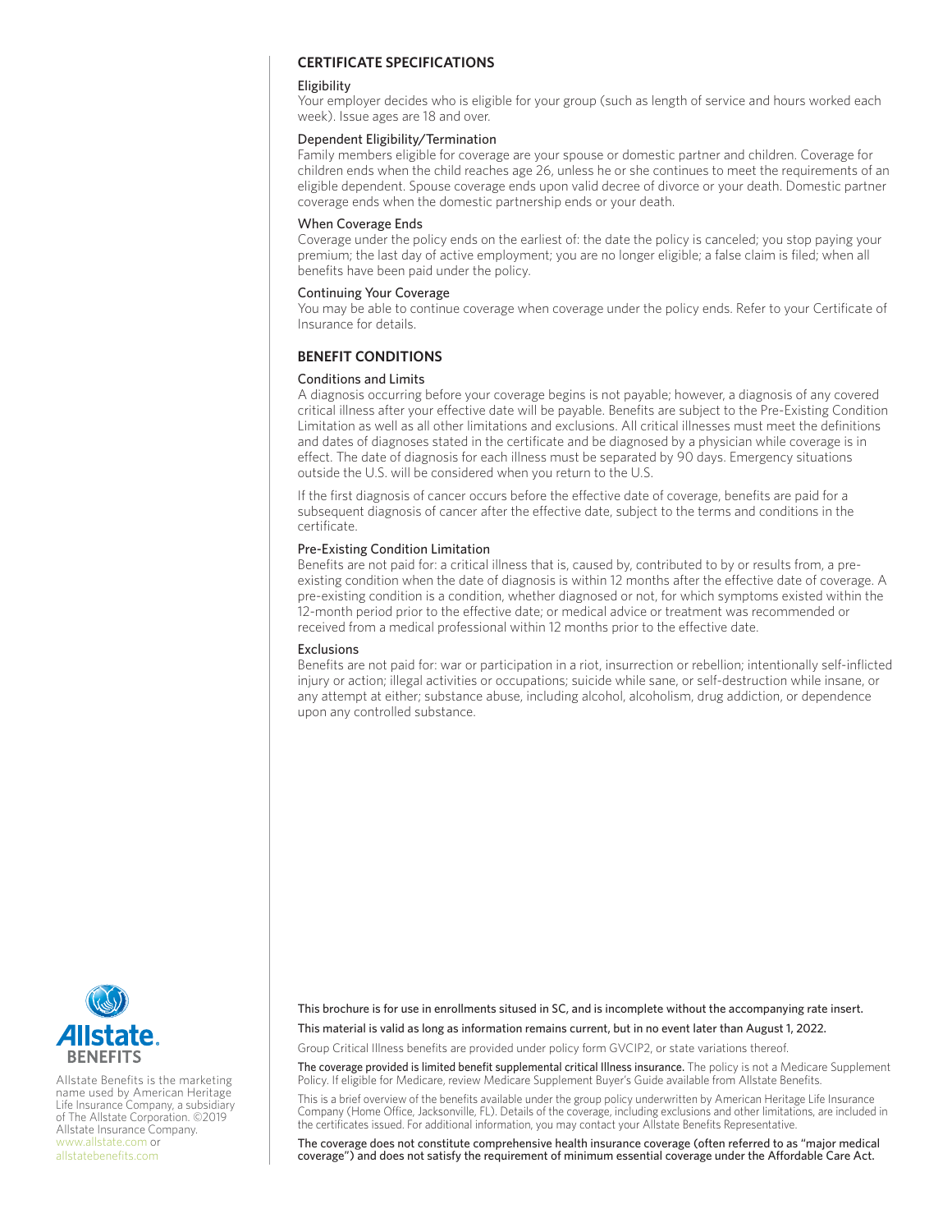## CERTIFICATE SPECIFICATIONS

### Eligibility

Your employer decides who is eligible for your group (such as length of service and hours worked each week). Issue ages are 18 and over.

### Dependent Eligibility/Termination

Family members eligible for coverage are your spouse or domestic partner and children. Coverage for children ends when the child reaches age 26, unless he or she continues to meet the requirements of an eligible dependent. Spouse coverage ends upon valid decree of divorce or your death. Domestic partner coverage ends when the domestic partnership ends or your death.

### When Coverage Ends

Coverage under the policy ends on the earliest of: the date the policy is canceled; you stop paying your premium; the last day of active employment; you are no longer eligible; a false claim is filed; when all benefits have been paid under the policy.

### Continuing Your Coverage

You may be able to continue coverage when coverage under the policy ends. Refer to your Certificate of Insurance for details.

## BENEFIT CONDITIONS

### Conditions and Limits

A diagnosis occurring before your coverage begins is not payable; however, a diagnosis of any covered critical illness after your effective date will be payable. Benefits are subject to the Pre-Existing Condition Limitation as well as all other limitations and exclusions. All critical illnesses must meet the definitions and dates of diagnoses stated in the certificate and be diagnosed by a physician while coverage is in effect. The date of diagnosis for each illness must be separated by 90 days. Emergency situations outside the U.S. will be considered when you return to the U.S.

If the first diagnosis of cancer occurs before the effective date of coverage, benefits are paid for a subsequent diagnosis of cancer after the effective date, subject to the terms and conditions in the certificate.

### Pre-Existing Condition Limitation

Benefits are not paid for: a critical illness that is, caused by, contributed to by or results from, a pre-existing condition when the date of diagnosis is within 12 months after the effective date of coverage. A pre-existing condition is a condition, whether diagnosed or not, for which symptoms existed within the 12-month period prior to the effective date; or medical advice or treatment was recommended or received from a medical professional within 12 months prior to the effective date.

### Exclusions

Benefits are not paid for: war or participation in a riot, insurrection or rebellion; intentionally self-inflicted injury or action; illegal activities or occupations; suicide while sane, or self-destruction while insane, or any attempt at either; substance abuse, including alcohol, alcoholism, drug addiction, or dependence upon any controlled substance.

Allstate. BENEFITS

Allstate Benefits is the marketing name used by American Heritage Life Insurance Company, a subsidiary of The Allstate Corporation. ©2019 Allstate Insurance Company. www.allstate.com or allstatebenefits.com

**This brochure is for use in enrollments sitused in SC, and is incomplete without the accompanying rate insert.**

**This material is valid as long as information remains current, but in no event later than August 1, 2022.**

Group Critical Illness benefits are provided under policy form GVCIP2, or state variations thereof.

**The coverage provided is limited benefit supplemental critical Illness insurance.** The policy is not a Medicare Supplement Policy. If eligible for Medicare, review Medicare Supplement Buyer's Guide available from Allstate Benefits.

This is a brief overview of the benefits available under the group policy underwritten by American Heritage Life Insurance Company (Home Office, Jacksonville, FL). Details of the coverage, including exclusions and other limitations, are included in the certificates issued. For additional information, you may contact your Allstate Benefits Representative.

**The coverage does not constitute comprehensive health insurance coverage (often referred to as "major medical coverage") and does not satisfy the requirement of minimum essential coverage under the Affordable Care Act.**